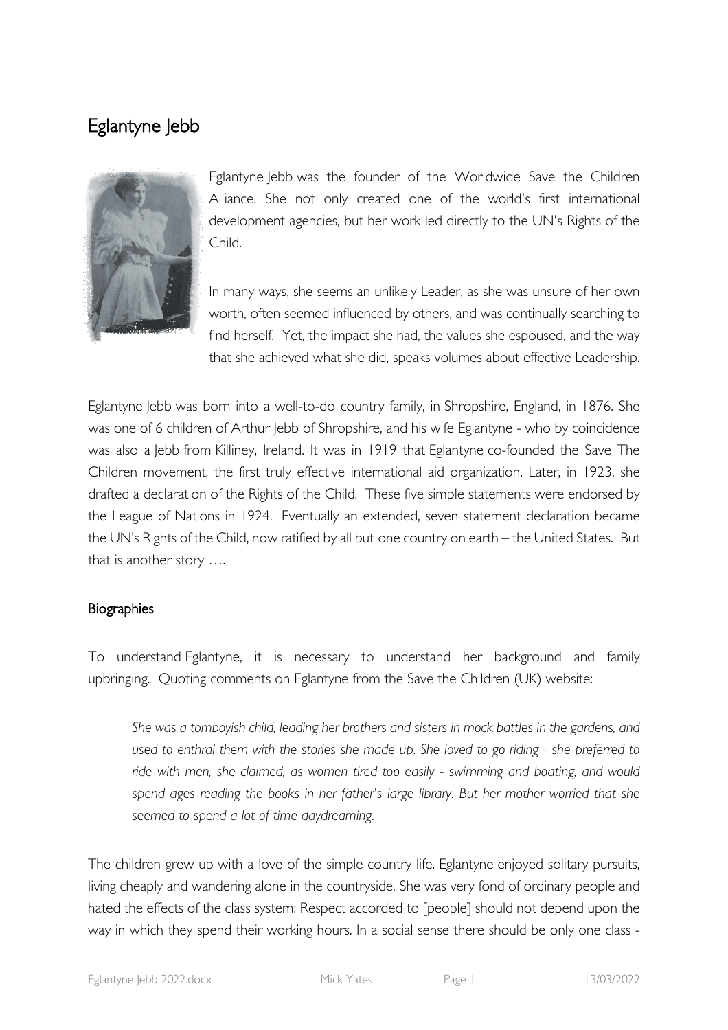# Eglantyne Jebb

Eglantyne Jebb was the founder of the Worldwide Save the Children Alliance. She not only created one of the world's first international development agencies, but her work led directly to the UN's Rights of the Child.

In many ways, she seems an unlikely Leader, as she was unsure of her own worth, often seemed influenced by others, and was continually searching to find herself. Yet, the impact she had, the values she espoused, and the way that she achieved what she did, speaks volumes about effective Leadership.

Eglantyne Jebb was born into a well-to-do country family, in Shropshire, England, in 1876. She was one of 6 children of Arthur Jebb of Shropshire, and his wife Eglantyne - who by coincidence was also a Jebb from Killiney, Ireland. It was in 1919 that Eglantyne co-founded the Save The Children movement, the first truly effective international aid organization. Later, in 1923, she drafted a declaration of the Rights of the Child. These five simple statements were endorsed by the League of Nations in 1924. Eventually an extended, seven statement declaration became the UN's Rights of the Child, now ratified by all but one country on earth – the United States. But that is another story ….

## Biographies

To understand Eglantyne, it is necessary to understand her background and family upbringing. Quoting comments on Eglantyne from the Save the Children (UK) website:

> *She was a tomboyish child, leading her brothers and sisters in mock battles in the gardens, and used to enthral them with the stories she made up. She loved to go riding - she preferred to ride with men, she claimed, as women tired too easily - swimming and boating, and would spend ages reading the books in her father's large library. But her mother worried that she seemed to spend a lot of time daydreaming.*

The children grew up with a love of the simple country life. Eglantyne enjoyed solitary pursuits, living cheaply and wandering alone in the countryside. She was very fond of ordinary people and hated the effects of the class system: Respect accorded to [people] should not depend upon the way in which they spend their working hours. In a social sense there should be only one class -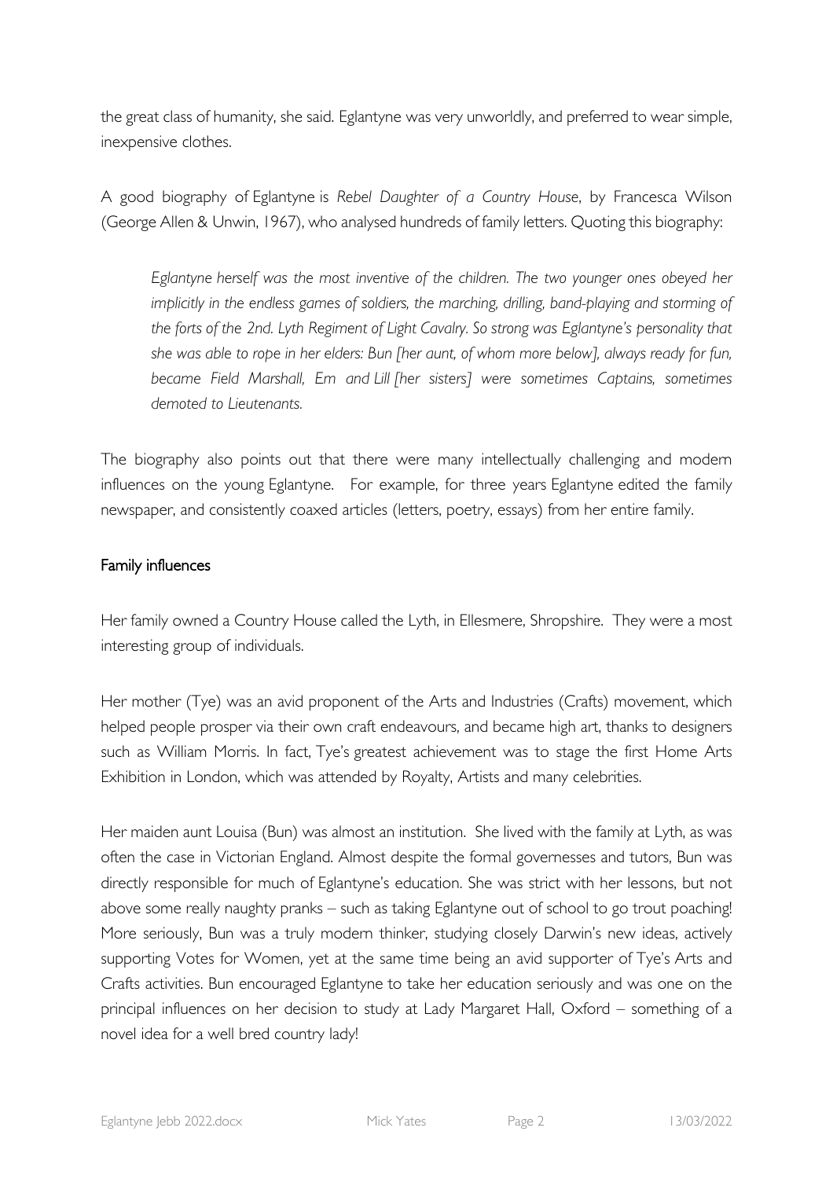the great class of humanity, she said. Eglantyne was very unworldly, and preferred to wear simple, inexpensive clothes.

A good biography of Eglantyne is *Rebel Daughter of a Country House*, by Francesca Wilson (George Allen & Unwin, 1967), who analysed hundreds of family letters. Quoting this biography:

> *Eglantyne herself was the most inventive of the children. The two younger ones obeyed her implicitly in the endless games of soldiers, the marching, drilling, band-playing and storming of the forts of the 2nd. Lyth Regiment of Light Cavalry. So strong was Eglantyne's personality that she was able to rope in her elders: Bun [her aunt, of whom more below], always ready for fun, became Field Marshall, Em and Lill [her sisters] were sometimes Captains, sometimes demoted to Lieutenants.*

The biography also points out that there were many intellectually challenging and modern influences on the young Eglantyne. For example, for three years Eglantyne edited the family newspaper, and consistently coaxed articles (letters, poetry, essays) from her entire family.

## Family influences

Her family owned a Country House called the Lyth, in Ellesmere, Shropshire. They were a most interesting group of individuals.

Her mother (Tye) was an avid proponent of the Arts and Industries (Crafts) movement, which helped people prosper via their own craft endeavours, and became high art, thanks to designers such as William Morris. In fact, Tye's greatest achievement was to stage the first Home Arts Exhibition in London, which was attended by Royalty, Artists and many celebrities.

Her maiden aunt Louisa (Bun) was almost an institution. She lived with the family at Lyth, as was often the case in Victorian England. Almost despite the formal governesses and tutors, Bun was directly responsible for much of Eglantyne's education. She was strict with her lessons, but not above some really naughty pranks – such as taking Eglantyne out of school to go trout poaching! More seriously, Bun was a truly modern thinker, studying closely Darwin's new ideas, actively supporting Votes for Women, yet at the same time being an avid supporter of Tye's Arts and Crafts activities. Bun encouraged Eglantyne to take her education seriously and was one on the principal influences on her decision to study at Lady Margaret Hall, Oxford – something of a novel idea for a well bred country lady!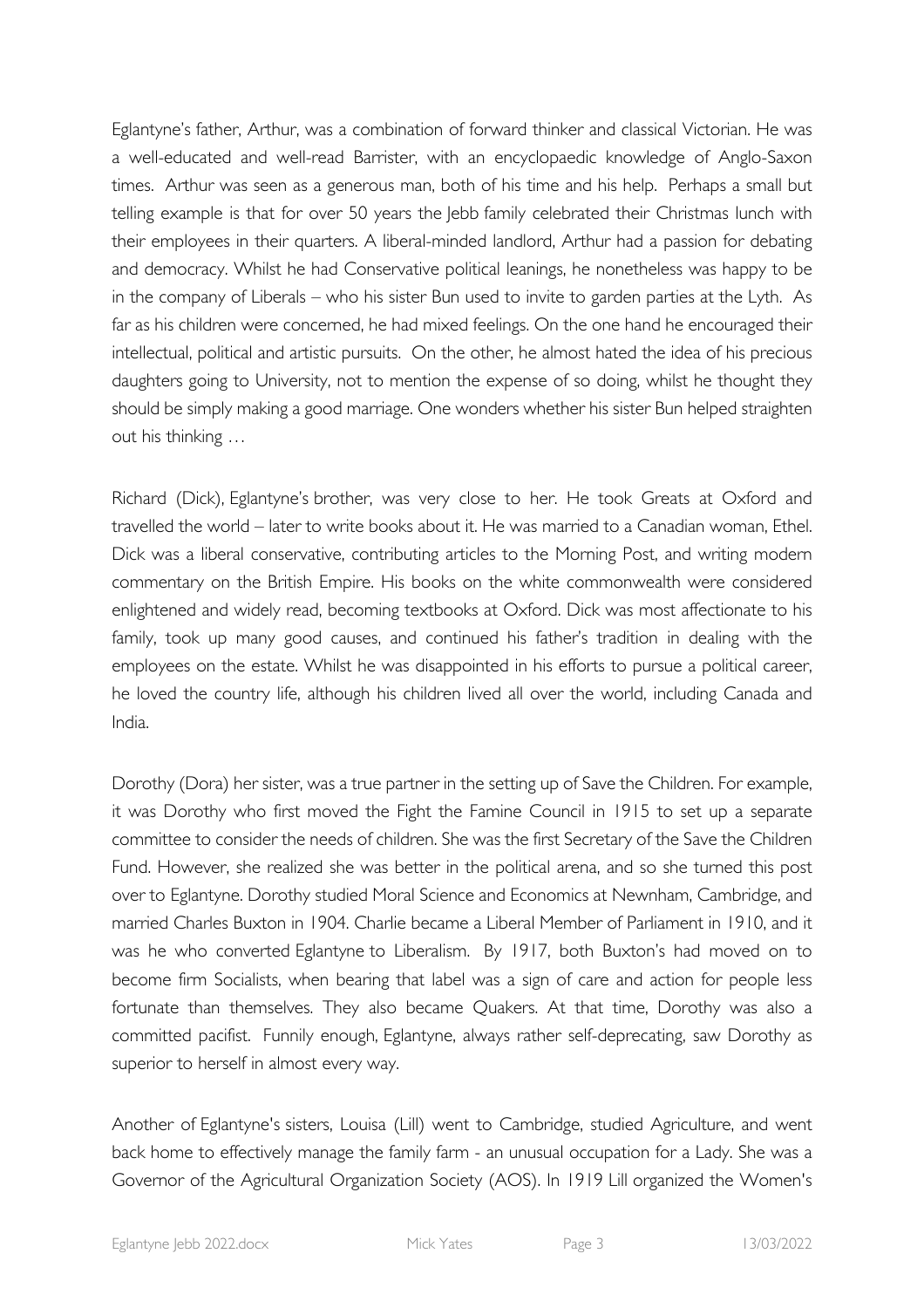Eglantyne's father, Arthur, was a combination of forward thinker and classical Victorian. He was a well-educated and well-read Barrister, with an encyclopaedic knowledge of Anglo-Saxon times. Arthur was seen as a generous man, both of his time and his help. Perhaps a small but telling example is that for over 50 years the Jebb family celebrated their Christmas lunch with their employees in their quarters. A liberal-minded landlord, Arthur had a passion for debating and democracy. Whilst he had Conservative political leanings, he nonetheless was happy to be in the company of Liberals – who his sister Bun used to invite to garden parties at the Lyth. As far as his children were concerned, he had mixed feelings. On the one hand he encouraged their intellectual, political and artistic pursuits. On the other, he almost hated the idea of his precious daughters going to University, not to mention the expense of so doing, whilst he thought they should be simply making a good marriage. One wonders whether his sister Bun helped straighten out his thinking …

Richard (Dick), Eglantyne's brother, was very close to her. He took Greats at Oxford and travelled the world – later to write books about it. He was married to a Canadian woman, Ethel. Dick was a liberal conservative, contributing articles to the Morning Post, and writing modern commentary on the British Empire. His books on the white commonwealth were considered enlightened and widely read, becoming textbooks at Oxford. Dick was most affectionate to his family, took up many good causes, and continued his father's tradition in dealing with the employees on the estate. Whilst he was disappointed in his efforts to pursue a political career, he loved the country life, although his children lived all over the world, including Canada and India.

Dorothy (Dora) her sister, was a true partner in the setting up of Save the Children. For example, it was Dorothy who first moved the Fight the Famine Council in 1915 to set up a separate committee to consider the needs of children. She was the first Secretary of the Save the Children Fund. However, she realized she was better in the political arena, and so she turned this post over to Eglantyne. Dorothy studied Moral Science and Economics at Newnham, Cambridge, and married Charles Buxton in 1904. Charlie became a Liberal Member of Parliament in 1910, and it was he who converted Eglantyne to Liberalism. By 1917, both Buxton's had moved on to become firm Socialists, when bearing that label was a sign of care and action for people less fortunate than themselves. They also became Quakers. At that time, Dorothy was also a committed pacifist. Funnily enough, Eglantyne, always rather self-deprecating, saw Dorothy as superior to herself in almost every way.

Another of Eglantyne's sisters, Louisa (Lill) went to Cambridge, studied Agriculture, and went back home to effectively manage the family farm - an unusual occupation for a Lady. She was a Governor of the Agricultural Organization Society (AOS). In 1919 Lill organized the Women's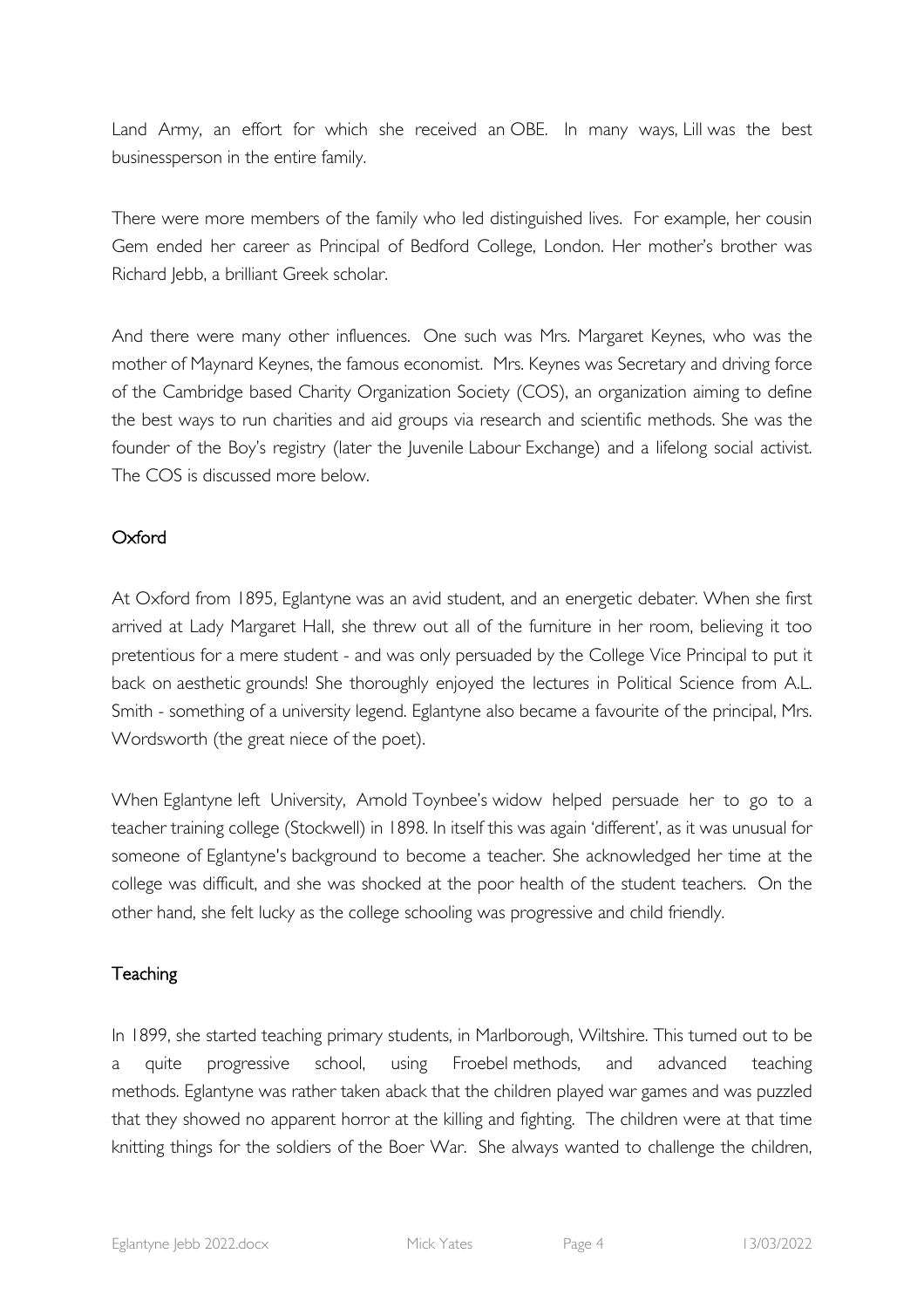Land Army, an effort for which she received an OBE. In many ways, Lill was the best businessperson in the entire family.

There were more members of the family who led distinguished lives. For example, her cousin Gem ended her career as Principal of Bedford College, London. Her mother's brother was Richard Jebb, a brilliant Greek scholar.

And there were many other influences. One such was Mrs. Margaret Keynes, who was the mother of Maynard Keynes, the famous economist. Mrs. Keynes was Secretary and driving force of the Cambridge based Charity Organization Society (COS), an organization aiming to define the best ways to run charities and aid groups via research and scientific methods. She was the founder of the Boy's registry (later the Juvenile Labour Exchange) and a lifelong social activist. The COS is discussed more below.

## Oxford

At Oxford from 1895, Eglantyne was an avid student, and an energetic debater. When she first arrived at Lady Margaret Hall, she threw out all of the furniture in her room, believing it too pretentious for a mere student - and was only persuaded by the College Vice Principal to put it back on aesthetic grounds! She thoroughly enjoyed the lectures in Political Science from A.L. Smith - something of a university legend. Eglantyne also became a favourite of the principal, Mrs. Wordsworth (the great niece of the poet).

When Eglantyne left University, Arnold Toynbee's widow helped persuade her to go to a teacher training college (Stockwell) in 1898. In itself this was again 'different', as it was unusual for someone of Eglantyne's background to become a teacher. She acknowledged her time at the college was difficult, and she was shocked at the poor health of the student teachers. On the other hand, she felt lucky as the college schooling was progressive and child friendly.

## Teaching

In 1899, she started teaching primary students, in Marlborough, Wiltshire. This turned out to be a quite progressive school, using Froebel methods, and advanced teaching methods. Eglantyne was rather taken aback that the children played war games and was puzzled that they showed no apparent horror at the killing and fighting. The children were at that time knitting things for the soldiers of the Boer War. She always wanted to challenge the children,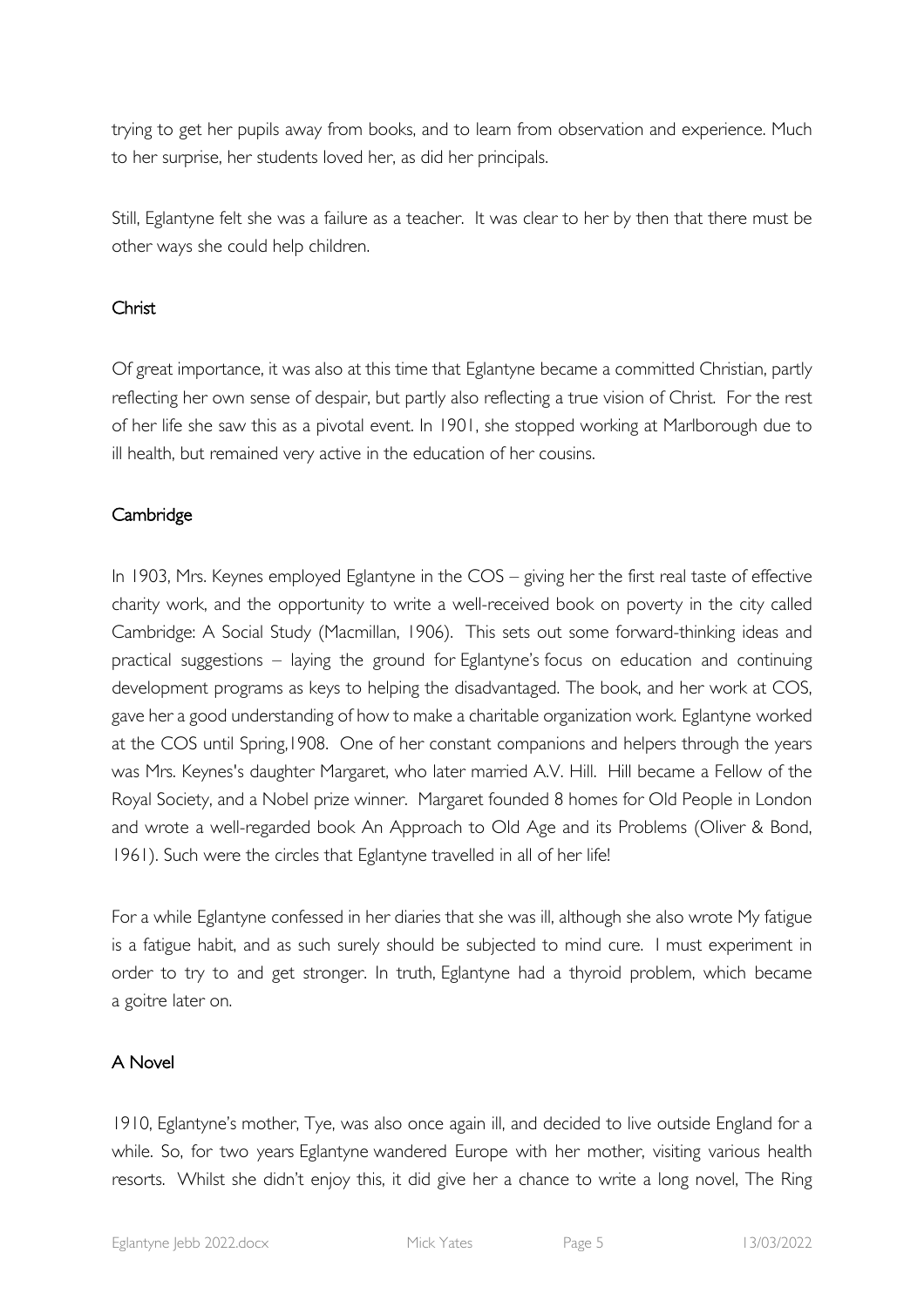trying to get her pupils away from books, and to learn from observation and experience. Much to her surprise, her students loved her, as did her principals.

Still, Eglantyne felt she was a failure as a teacher. It was clear to her by then that there must be other ways she could help children.

## Christ

Of great importance, it was also at this time that Eglantyne became a committed Christian, partly reflecting her own sense of despair, but partly also reflecting a true vision of Christ. For the rest of her life she saw this as a pivotal event. In 1901, she stopped working at Marlborough due to ill health, but remained very active in the education of her cousins.

## Cambridge

In 1903, Mrs. Keynes employed Eglantyne in the COS – giving her the first real taste of effective charity work, and the opportunity to write a well-received book on poverty in the city called Cambridge: A Social Study (Macmillan, 1906). This sets out some forward-thinking ideas and practical suggestions – laying the ground for Eglantyne's focus on education and continuing development programs as keys to helping the disadvantaged. The book, and her work at COS, gave her a good understanding of how to make a charitable organization work. Eglantyne worked at the COS until Spring,1908. One of her constant companions and helpers through the years was Mrs. Keynes's daughter Margaret, who later married A.V. Hill. Hill became a Fellow of the Royal Society, and a Nobel prize winner. Margaret founded 8 homes for Old People in London and wrote a well-regarded book An Approach to Old Age and its Problems (Oliver & Bond, 1961). Such were the circles that Eglantyne travelled in all of her life!

For a while Eglantyne confessed in her diaries that she was ill, although she also wrote My fatigue is a fatigue habit, and as such surely should be subjected to mind cure. I must experiment in order to try to and get stronger. In truth, Eglantyne had a thyroid problem, which became a goitre later on.

## A Novel

1910, Eglantyne's mother, Tye, was also once again ill, and decided to live outside England for a while. So, for two years Eglantyne wandered Europe with her mother, visiting various health resorts. Whilst she didn't enjoy this, it did give her a chance to write a long novel, The Ring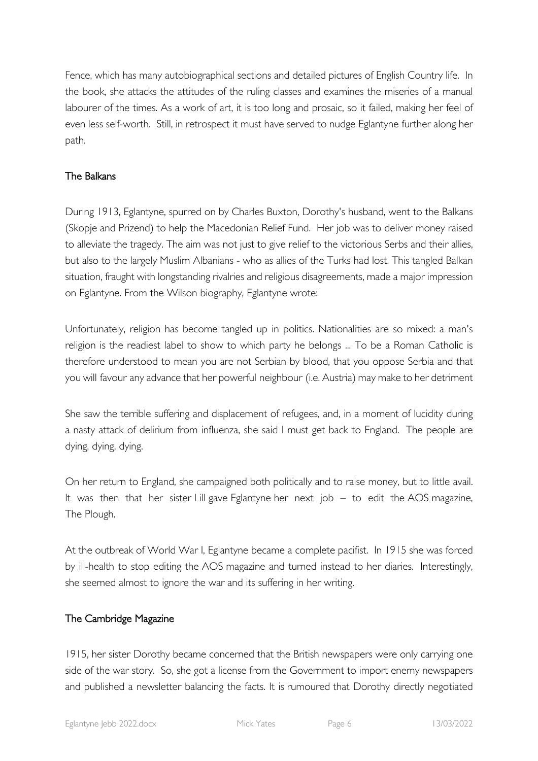Fence, which has many autobiographical sections and detailed pictures of English Country life. In the book, she attacks the attitudes of the ruling classes and examines the miseries of a manual labourer of the times. As a work of art, it is too long and prosaic, so it failed, making her feel of even less self-worth. Still, in retrospect it must have served to nudge Eglantyne further along her path.

## The Balkans

During 1913, Eglantyne, spurred on by Charles Buxton, Dorothy's husband, went to the Balkans (Skopje and Prizend) to help the Macedonian Relief Fund. Her job was to deliver money raised to alleviate the tragedy. The aim was not just to give relief to the victorious Serbs and their allies, but also to the largely Muslim Albanians - who as allies of the Turks had lost. This tangled Balkan situation, fraught with longstanding rivalries and religious disagreements, made a major impression on Eglantyne. From the Wilson biography, Eglantyne wrote:

Unfortunately, religion has become tangled up in politics. Nationalities are so mixed: a man's religion is the readiest label to show to which party he belongs ... To be a Roman Catholic is therefore understood to mean you are not Serbian by blood, that you oppose Serbia and that you will favour any advance that her powerful neighbour (i.e. Austria) may make to her detriment

She saw the terrible suffering and displacement of refugees, and, in a moment of lucidity during a nasty attack of delirium from influenza, she said I must get back to England. The people are dying, dying, dying.

On her return to England, she campaigned both politically and to raise money, but to little avail. It was then that her sister Lill gave Eglantyne her next job – to edit the AOS magazine, The Plough.

At the outbreak of World War I, Eglantyne became a complete pacifist. In 1915 she was forced by ill-health to stop editing the AOS magazine and turned instead to her diaries. Interestingly, she seemed almost to ignore the war and its suffering in her writing.

## The Cambridge Magazine

1915, her sister Dorothy became concerned that the British newspapers were only carrying one side of the war story. So, she got a license from the Government to import enemy newspapers and published a newsletter balancing the facts. It is rumoured that Dorothy directly negotiated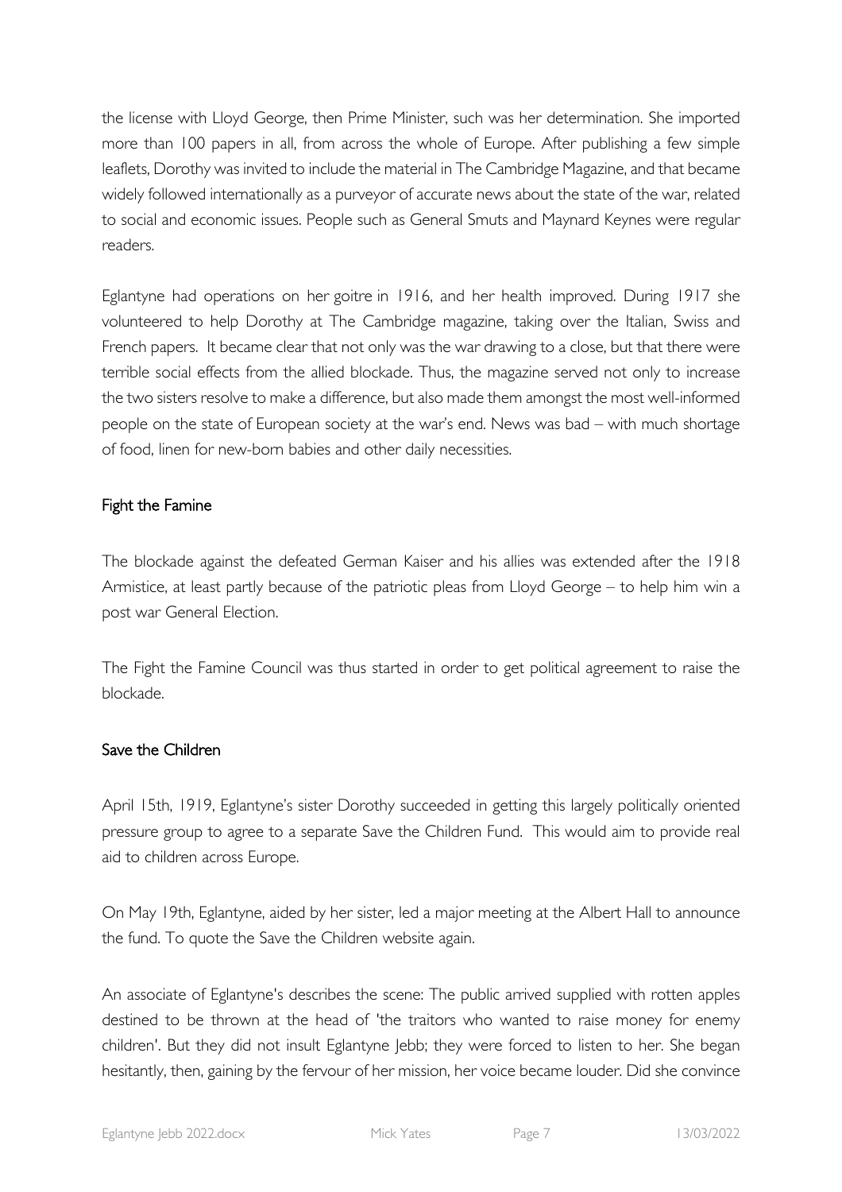the license with Lloyd George, then Prime Minister, such was her determination. She imported more than 100 papers in all, from across the whole of Europe. After publishing a few simple leaflets, Dorothy was invited to include the material in The Cambridge Magazine, and that became widely followed internationally as a purveyor of accurate news about the state of the war, related to social and economic issues. People such as General Smuts and Maynard Keynes were regular readers.

Eglantyne had operations on her goitre in 1916, and her health improved. During 1917 she volunteered to help Dorothy at The Cambridge magazine, taking over the Italian, Swiss and French papers. It became clear that not only was the war drawing to a close, but that there were terrible social effects from the allied blockade. Thus, the magazine served not only to increase the two sisters resolve to make a difference, but also made them amongst the most well-informed people on the state of European society at the war's end. News was bad – with much shortage of food, linen for new-born babies and other daily necessities.

## Fight the Famine

The blockade against the defeated German Kaiser and his allies was extended after the 1918 Armistice, at least partly because of the patriotic pleas from Lloyd George – to help him win a post war General Election.

The Fight the Famine Council was thus started in order to get political agreement to raise the blockade.

## Save the Children

April 15th, 1919, Eglantyne's sister Dorothy succeeded in getting this largely politically oriented pressure group to agree to a separate Save the Children Fund. This would aim to provide real aid to children across Europe.

On May 19th, Eglantyne, aided by her sister, led a major meeting at the Albert Hall to announce the fund. To quote the Save the Children website again.

An associate of Eglantyne's describes the scene: The public arrived supplied with rotten apples destined to be thrown at the head of 'the traitors who wanted to raise money for enemy children'. But they did not insult Eglantyne Jebb; they were forced to listen to her. She began hesitantly, then, gaining by the fervour of her mission, her voice became louder. Did she convince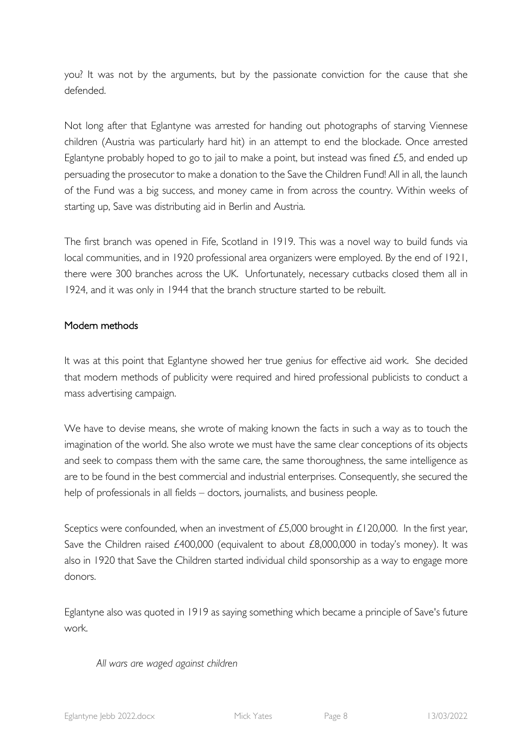you? It was not by the arguments, but by the passionate conviction for the cause that she defended.

Not long after that Eglantyne was arrested for handing out photographs of starving Viennese children (Austria was particularly hard hit) in an attempt to end the blockade. Once arrested Eglantyne probably hoped to go to jail to make a point, but instead was fined £5, and ended up persuading the prosecutor to make a donation to the Save the Children Fund! All in all, the launch of the Fund was a big success, and money came in from across the country. Within weeks of starting up, Save was distributing aid in Berlin and Austria.

The first branch was opened in Fife, Scotland in 1919. This was a novel way to build funds via local communities, and in 1920 professional area organizers were employed. By the end of 1921, there were 300 branches across the UK. Unfortunately, necessary cutbacks closed them all in 1924, and it was only in 1944 that the branch structure started to be rebuilt.

## Modern methods

It was at this point that Eglantyne showed her true genius for effective aid work. She decided that modern methods of publicity were required and hired professional publicists to conduct a mass advertising campaign.

We have to devise means, she wrote of making known the facts in such a way as to touch the imagination of the world. She also wrote we must have the same clear conceptions of its objects and seek to compass them with the same care, the same thoroughness, the same intelligence as are to be found in the best commercial and industrial enterprises. Consequently, she secured the help of professionals in all fields – doctors, journalists, and business people.

Sceptics were confounded, when an investment of £5,000 brought in £120,000. In the first year, Save the Children raised £400,000 (equivalent to about £8,000,000 in today's money). It was also in 1920 that Save the Children started individual child sponsorship as a way to engage more donors.

Eglantyne also was quoted in 1919 as saying something which became a principle of Save's future work.

> *All wars are waged against children*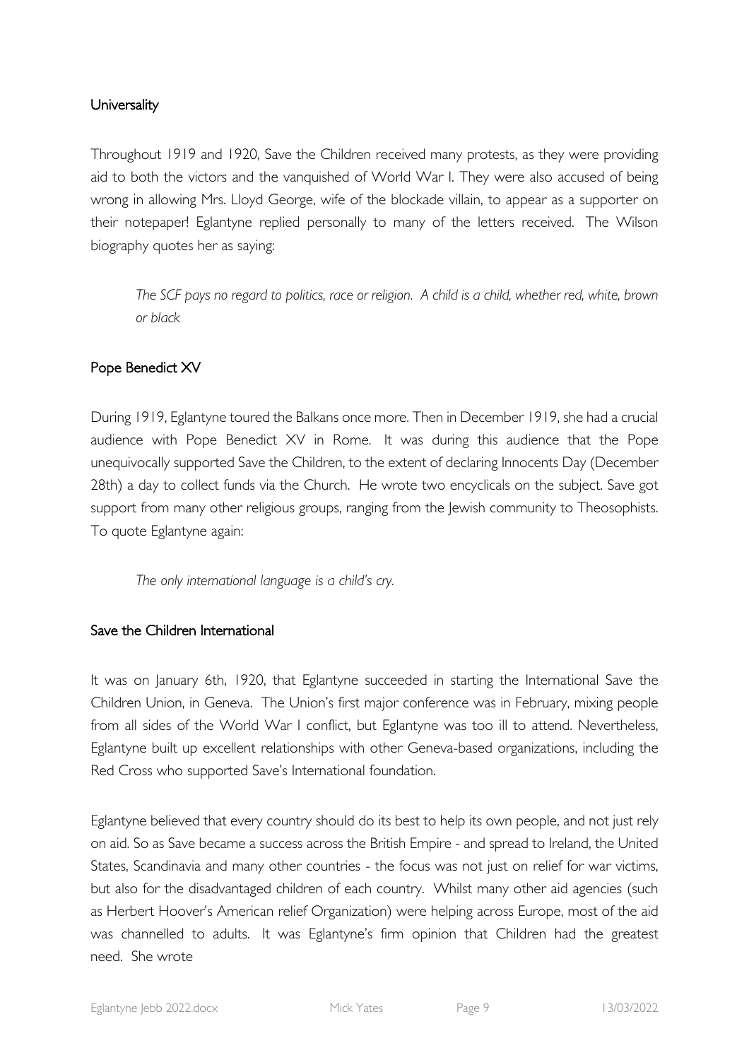## Universality

Throughout 1919 and 1920, Save the Children received many protests, as they were providing aid to both the victors and the vanquished of World War I. They were also accused of being wrong in allowing Mrs. Lloyd George, wife of the blockade villain, to appear as a supporter on their notepaper! Eglantyne replied personally to many of the letters received. The Wilson biography quotes her as saying:

> *The SCF pays no regard to politics, race or religion. A child is a child, whether red, white, brown or black*

## Pope Benedict XV

During 1919, Eglantyne toured the Balkans once more. Then in December 1919, she had a crucial audience with Pope Benedict XV in Rome. It was during this audience that the Pope unequivocally supported Save the Children, to the extent of declaring Innocents Day (December 28th) a day to collect funds via the Church. He wrote two encyclicals on the subject. Save got support from many other religious groups, ranging from the Jewish community to Theosophists. To quote Eglantyne again:

> *The only international language is a child's cry.*

## Save the Children International

It was on January 6th, 1920, that Eglantyne succeeded in starting the International Save the Children Union, in Geneva. The Union's first major conference was in February, mixing people from all sides of the World War I conflict, but Eglantyne was too ill to attend. Nevertheless, Eglantyne built up excellent relationships with other Geneva-based organizations, including the Red Cross who supported Save's International foundation.

Eglantyne believed that every country should do its best to help its own people, and not just rely on aid. So as Save became a success across the British Empire - and spread to Ireland, the United States, Scandinavia and many other countries - the focus was not just on relief for war victims, but also for the disadvantaged children of each country. Whilst many other aid agencies (such as Herbert Hoover's American relief Organization) were helping across Europe, most of the aid was channelled to adults. It was Eglantyne's firm opinion that Children had the greatest need. She wrote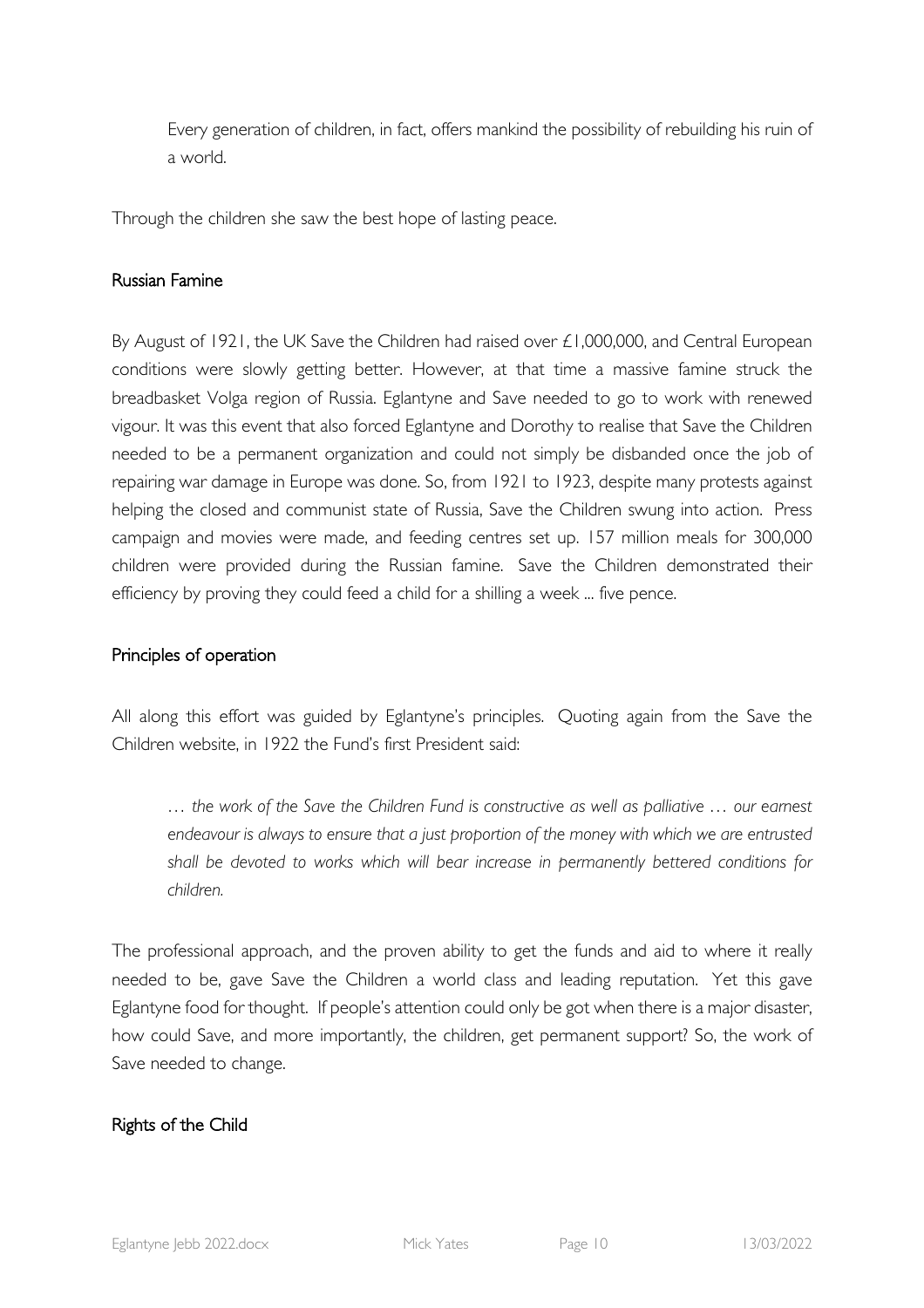> Every generation of children, in fact, offers mankind the possibility of rebuilding his ruin of a world.

Through the children she saw the best hope of lasting peace.

## Russian Famine

By August of 1921, the UK Save the Children had raised over £1,000,000, and Central European conditions were slowly getting better. However, at that time a massive famine struck the breadbasket Volga region of Russia. Eglantyne and Save needed to go to work with renewed vigour. It was this event that also forced Eglantyne and Dorothy to realise that Save the Children needed to be a permanent organization and could not simply be disbanded once the job of repairing war damage in Europe was done. So, from 1921 to 1923, despite many protests against helping the closed and communist state of Russia, Save the Children swung into action. Press campaign and movies were made, and feeding centres set up. 157 million meals for 300,000 children were provided during the Russian famine. Save the Children demonstrated their efficiency by proving they could feed a child for a shilling a week ... five pence.

## Principles of operation

All along this effort was guided by Eglantyne's principles. Quoting again from the Save the Children website, in 1922 the Fund's first President said:

> *… the work of the Save the Children Fund is constructive as well as palliative … our earnest endeavour is always to ensure that a just proportion of the money with which we are entrusted shall be devoted to works which will bear increase in permanently bettered conditions for children.*

The professional approach, and the proven ability to get the funds and aid to where it really needed to be, gave Save the Children a world class and leading reputation. Yet this gave Eglantyne food for thought. If people's attention could only be got when there is a major disaster, how could Save, and more importantly, the children, get permanent support? So, the work of Save needed to change.

## Rights of the Child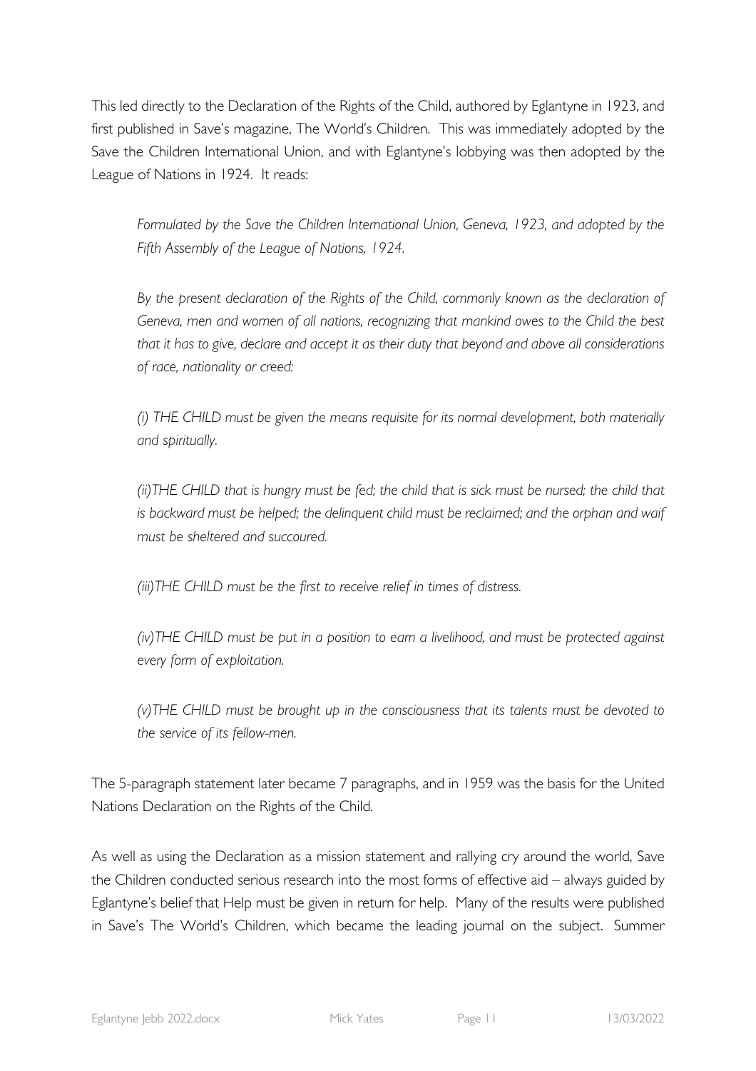This led directly to the Declaration of the Rights of the Child, authored by Eglantyne in 1923, and first published in Save's magazine, The World's Children. This was immediately adopted by the Save the Children International Union, and with Eglantyne's lobbying was then adopted by the League of Nations in 1924. It reads:

> *Formulated by the Save the Children International Union, Geneva, 1923, and adopted by the Fifth Assembly of the League of Nations, 1924.*
>
> *By the present declaration of the Rights of the Child, commonly known as the declaration of Geneva, men and women of all nations, recognizing that mankind owes to the Child the best that it has to give, declare and accept it as their duty that beyond and above all considerations of race, nationality or creed:*
>
> *(i) THE CHILD must be given the means requisite for its normal development, both materially and spiritually.*
>
> *(ii)THE CHILD that is hungry must be fed; the child that is sick must be nursed; the child that is backward must be helped; the delinquent child must be reclaimed; and the orphan and waif must be sheltered and succoured.*
>
> *(iii)THE CHILD must be the first to receive relief in times of distress.*
>
> *(iv)THE CHILD must be put in a position to earn a livelihood, and must be protected against every form of exploitation.*
>
> *(v)THE CHILD must be brought up in the consciousness that its talents must be devoted to the service of its fellow-men.*

The 5-paragraph statement later became 7 paragraphs, and in 1959 was the basis for the United Nations Declaration on the Rights of the Child.

As well as using the Declaration as a mission statement and rallying cry around the world, Save the Children conducted serious research into the most forms of effective aid – always guided by Eglantyne's belief that Help must be given in return for help. Many of the results were published in Save's The World's Children, which became the leading journal on the subject. Summer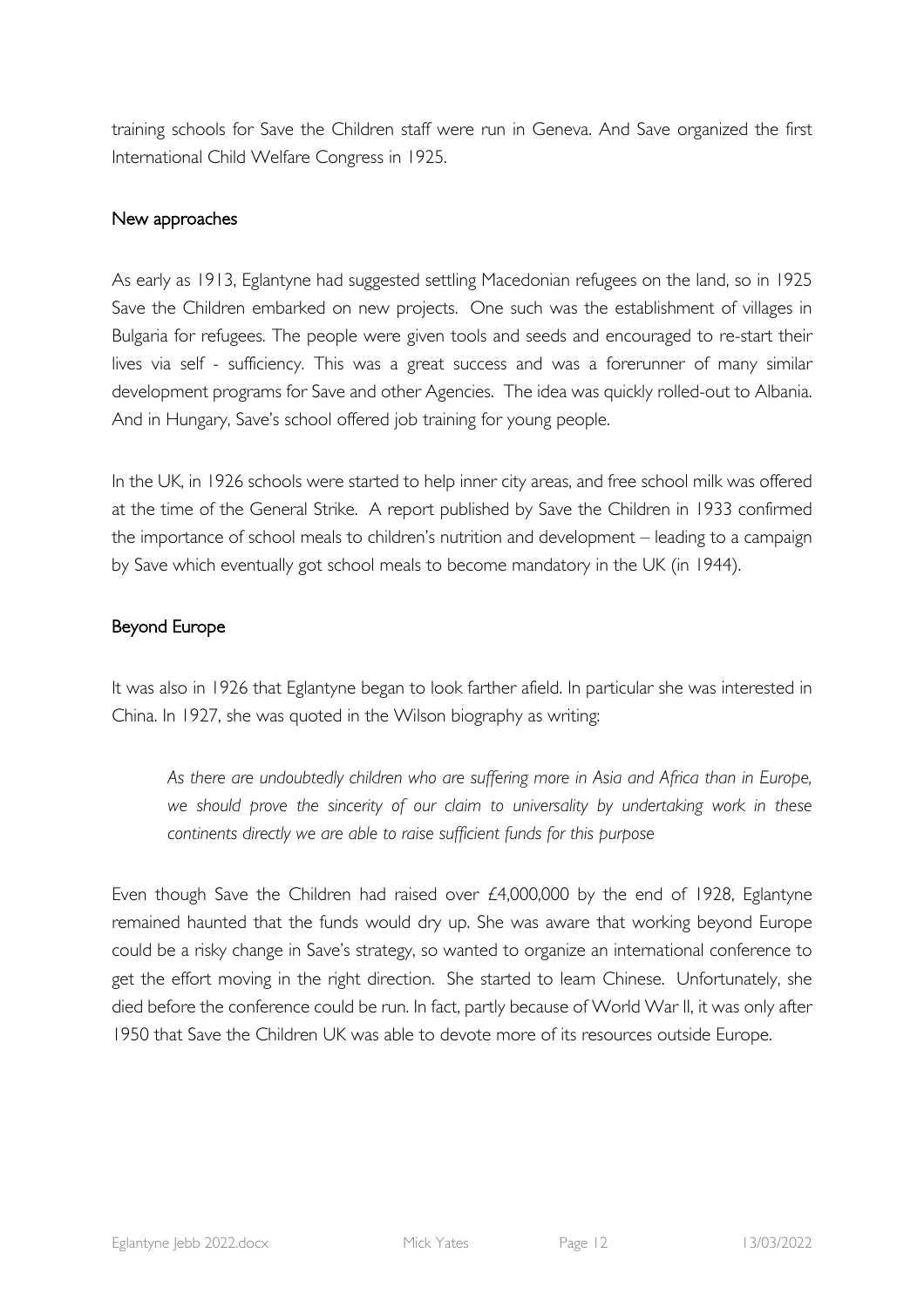training schools for Save the Children staff were run in Geneva. And Save organized the first International Child Welfare Congress in 1925.

## New approaches

As early as 1913, Eglantyne had suggested settling Macedonian refugees on the land, so in 1925 Save the Children embarked on new projects. One such was the establishment of villages in Bulgaria for refugees. The people were given tools and seeds and encouraged to re-start their lives via self - sufficiency. This was a great success and was a forerunner of many similar development programs for Save and other Agencies. The idea was quickly rolled-out to Albania. And in Hungary, Save's school offered job training for young people.

In the UK, in 1926 schools were started to help inner city areas, and free school milk was offered at the time of the General Strike. A report published by Save the Children in 1933 confirmed the importance of school meals to children's nutrition and development – leading to a campaign by Save which eventually got school meals to become mandatory in the UK (in 1944).

## Beyond Europe

It was also in 1926 that Eglantyne began to look farther afield. In particular she was interested in China. In 1927, she was quoted in the Wilson biography as writing:

> *As there are undoubtedly children who are suffering more in Asia and Africa than in Europe, we should prove the sincerity of our claim to universality by undertaking work in these continents directly we are able to raise sufficient funds for this purpose*

Even though Save the Children had raised over £4,000,000 by the end of 1928, Eglantyne remained haunted that the funds would dry up. She was aware that working beyond Europe could be a risky change in Save's strategy, so wanted to organize an international conference to get the effort moving in the right direction. She started to learn Chinese. Unfortunately, she died before the conference could be run. In fact, partly because of World War II, it was only after 1950 that Save the Children UK was able to devote more of its resources outside Europe.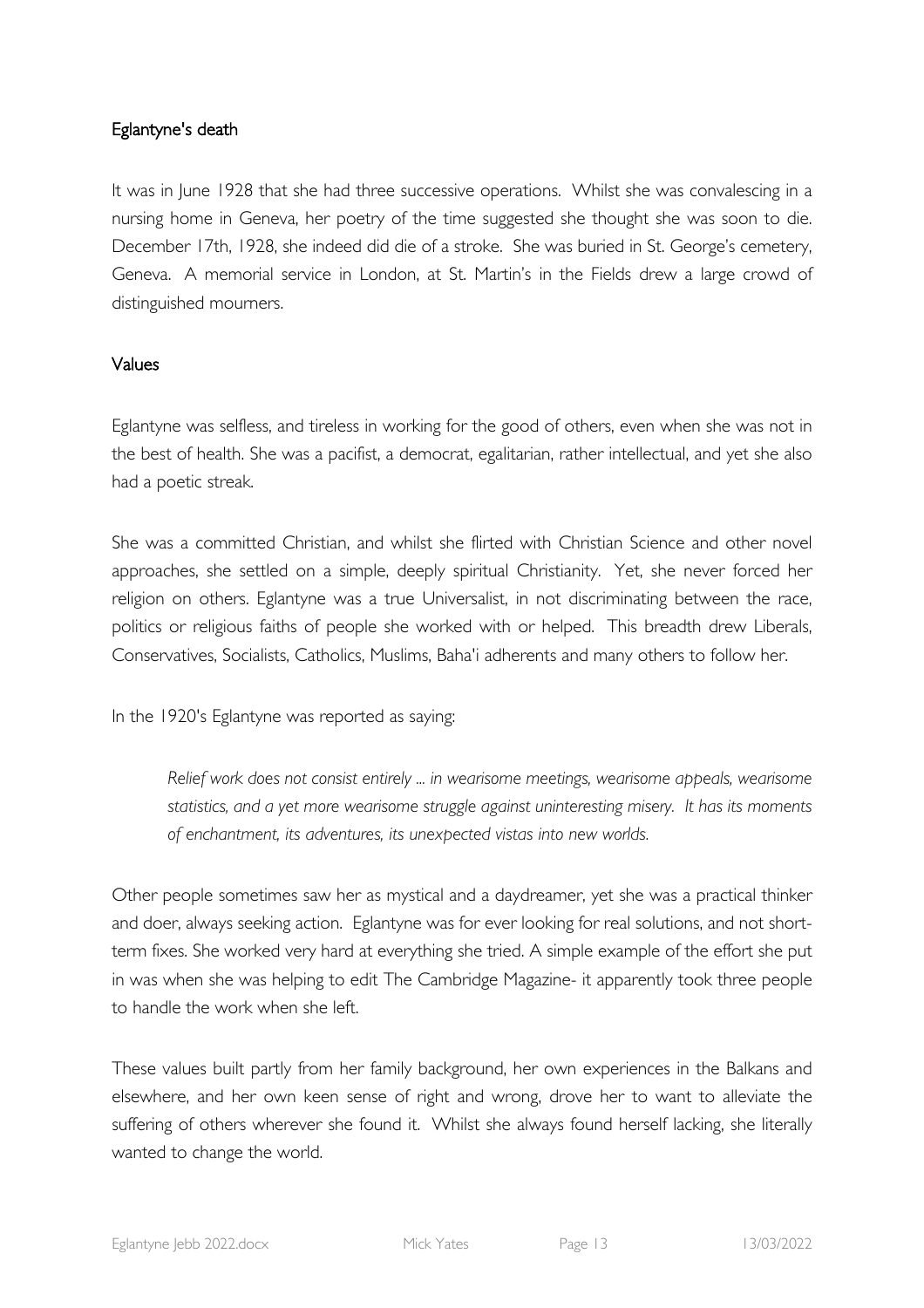## Eglantyne's death

It was in June 1928 that she had three successive operations. Whilst she was convalescing in a nursing home in Geneva, her poetry of the time suggested she thought she was soon to die. December 17th, 1928, she indeed did die of a stroke. She was buried in St. George's cemetery, Geneva. A memorial service in London, at St. Martin's in the Fields drew a large crowd of distinguished mourners.

## Values

Eglantyne was selfless, and tireless in working for the good of others, even when she was not in the best of health. She was a pacifist, a democrat, egalitarian, rather intellectual, and yet she also had a poetic streak.

She was a committed Christian, and whilst she flirted with Christian Science and other novel approaches, she settled on a simple, deeply spiritual Christianity. Yet, she never forced her religion on others. Eglantyne was a true Universalist, in not discriminating between the race, politics or religious faiths of people she worked with or helped. This breadth drew Liberals, Conservatives, Socialists, Catholics, Muslims, Baha'i adherents and many others to follow her.

In the 1920's Eglantyne was reported as saying:

> *Relief work does not consist entirely ... in wearisome meetings, wearisome appeals, wearisome statistics, and a yet more wearisome struggle against uninteresting misery. It has its moments of enchantment, its adventures, its unexpected vistas into new worlds.*

Other people sometimes saw her as mystical and a daydreamer, yet she was a practical thinker and doer, always seeking action. Eglantyne was for ever looking for real solutions, and not short-term fixes. She worked very hard at everything she tried. A simple example of the effort she put in was when she was helping to edit The Cambridge Magazine- it apparently took three people to handle the work when she left.

These values built partly from her family background, her own experiences in the Balkans and elsewhere, and her own keen sense of right and wrong, drove her to want to alleviate the suffering of others wherever she found it. Whilst she always found herself lacking, she literally wanted to change the world.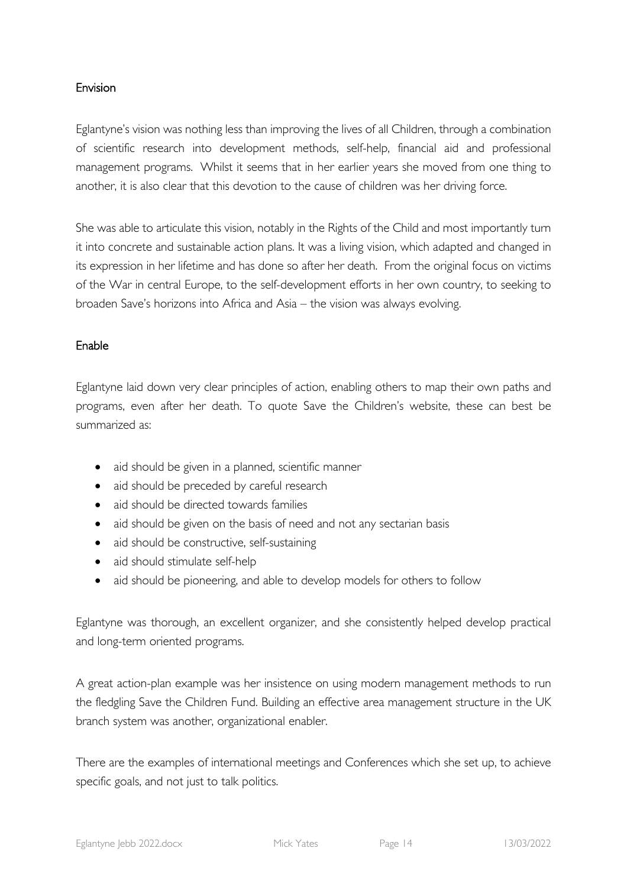## Envision

Eglantyne's vision was nothing less than improving the lives of all Children, through a combination of scientific research into development methods, self-help, financial aid and professional management programs. Whilst it seems that in her earlier years she moved from one thing to another, it is also clear that this devotion to the cause of children was her driving force.

She was able to articulate this vision, notably in the Rights of the Child and most importantly turn it into concrete and sustainable action plans. It was a living vision, which adapted and changed in its expression in her lifetime and has done so after her death. From the original focus on victims of the War in central Europe, to the self-development efforts in her own country, to seeking to broaden Save's horizons into Africa and Asia – the vision was always evolving.

## Enable

Eglantyne laid down very clear principles of action, enabling others to map their own paths and programs, even after her death. To quote Save the Children's website, these can best be summarized as:

- aid should be given in a planned, scientific manner
- aid should be preceded by careful research
- aid should be directed towards families
- aid should be given on the basis of need and not any sectarian basis
- aid should be constructive, self-sustaining
- aid should stimulate self-help
- aid should be pioneering, and able to develop models for others to follow

Eglantyne was thorough, an excellent organizer, and she consistently helped develop practical and long-term oriented programs.

A great action-plan example was her insistence on using modern management methods to run the fledgling Save the Children Fund. Building an effective area management structure in the UK branch system was another, organizational enabler.

There are the examples of international meetings and Conferences which she set up, to achieve specific goals, and not just to talk politics.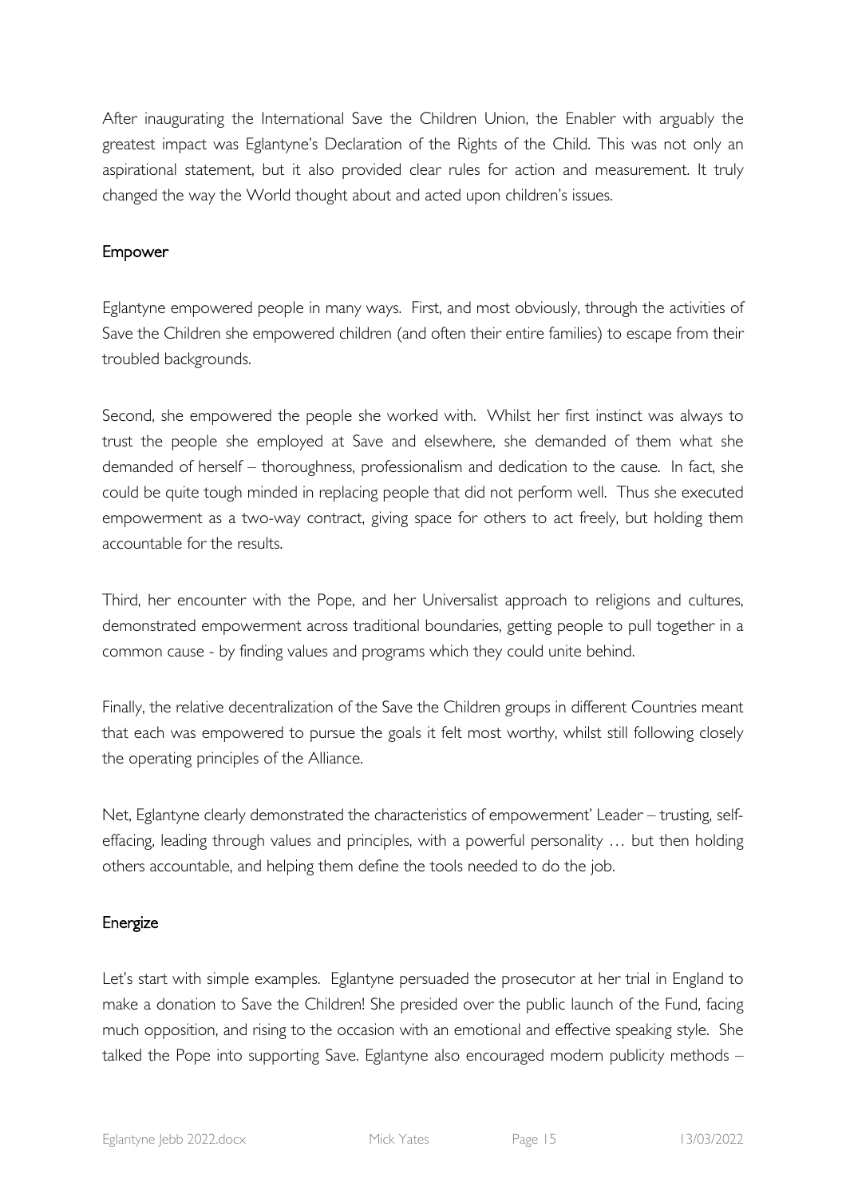After inaugurating the International Save the Children Union, the Enabler with arguably the greatest impact was Eglantyne's Declaration of the Rights of the Child. This was not only an aspirational statement, but it also provided clear rules for action and measurement. It truly changed the way the World thought about and acted upon children's issues.

## Empower

Eglantyne empowered people in many ways. First, and most obviously, through the activities of Save the Children she empowered children (and often their entire families) to escape from their troubled backgrounds.

Second, she empowered the people she worked with. Whilst her first instinct was always to trust the people she employed at Save and elsewhere, she demanded of them what she demanded of herself – thoroughness, professionalism and dedication to the cause. In fact, she could be quite tough minded in replacing people that did not perform well. Thus she executed empowerment as a two-way contract, giving space for others to act freely, but holding them accountable for the results.

Third, her encounter with the Pope, and her Universalist approach to religions and cultures, demonstrated empowerment across traditional boundaries, getting people to pull together in a common cause - by finding values and programs which they could unite behind.

Finally, the relative decentralization of the Save the Children groups in different Countries meant that each was empowered to pursue the goals it felt most worthy, whilst still following closely the operating principles of the Alliance.

Net, Eglantyne clearly demonstrated the characteristics of empowerment' Leader – trusting, self-effacing, leading through values and principles, with a powerful personality … but then holding others accountable, and helping them define the tools needed to do the job.

## Energize

Let's start with simple examples. Eglantyne persuaded the prosecutor at her trial in England to make a donation to Save the Children! She presided over the public launch of the Fund, facing much opposition, and rising to the occasion with an emotional and effective speaking style. She talked the Pope into supporting Save. Eglantyne also encouraged modern publicity methods –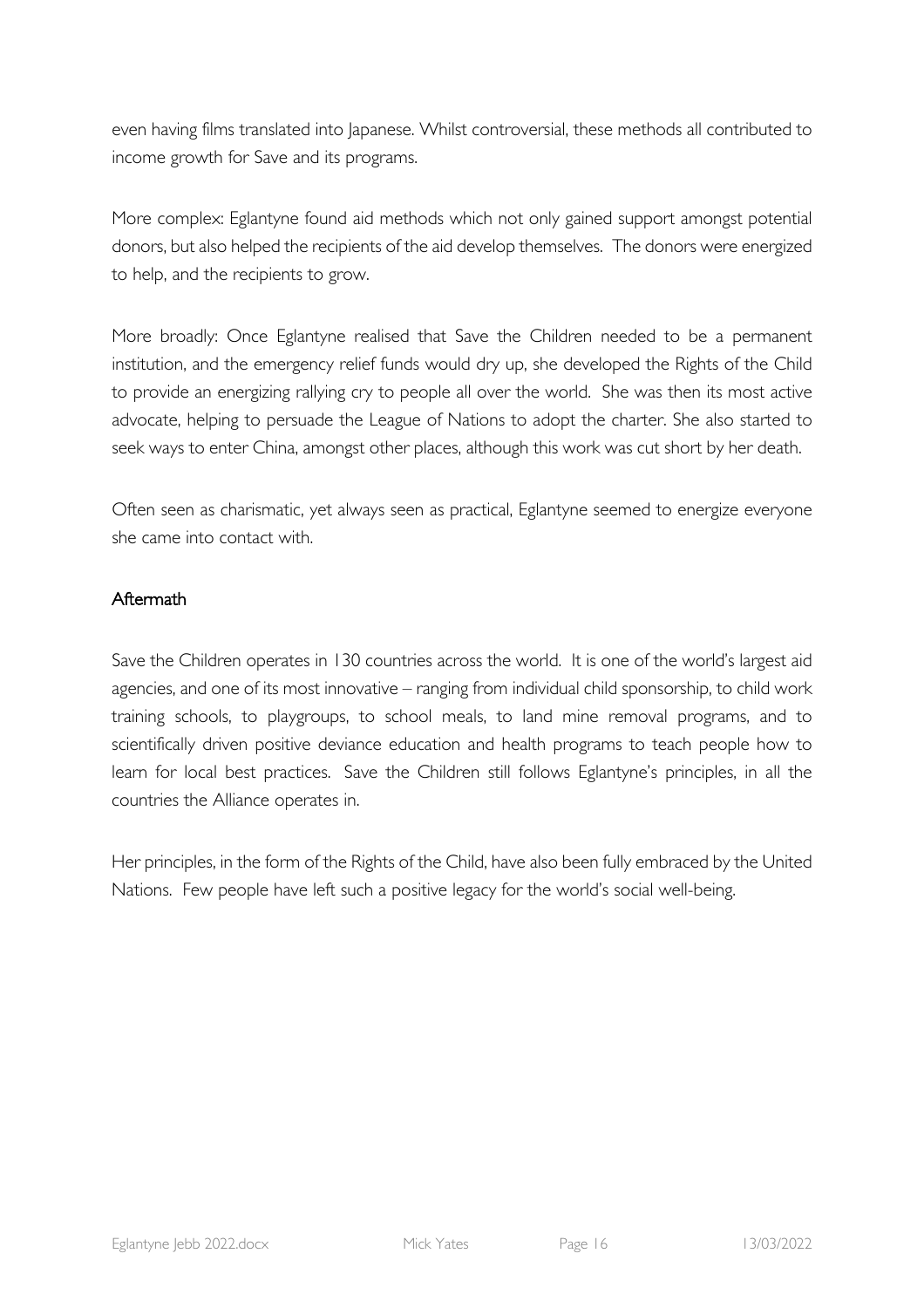even having films translated into Japanese. Whilst controversial, these methods all contributed to income growth for Save and its programs.

More complex: Eglantyne found aid methods which not only gained support amongst potential donors, but also helped the recipients of the aid develop themselves. The donors were energized to help, and the recipients to grow.

More broadly: Once Eglantyne realised that Save the Children needed to be a permanent institution, and the emergency relief funds would dry up, she developed the Rights of the Child to provide an energizing rallying cry to people all over the world. She was then its most active advocate, helping to persuade the League of Nations to adopt the charter. She also started to seek ways to enter China, amongst other places, although this work was cut short by her death.

Often seen as charismatic, yet always seen as practical, Eglantyne seemed to energize everyone she came into contact with.

## Aftermath

Save the Children operates in 130 countries across the world. It is one of the world's largest aid agencies, and one of its most innovative – ranging from individual child sponsorship, to child work training schools, to playgroups, to school meals, to land mine removal programs, and to scientifically driven positive deviance education and health programs to teach people how to learn for local best practices. Save the Children still follows Eglantyne's principles, in all the countries the Alliance operates in.

Her principles, in the form of the Rights of the Child, have also been fully embraced by the United Nations. Few people have left such a positive legacy for the world's social well-being.